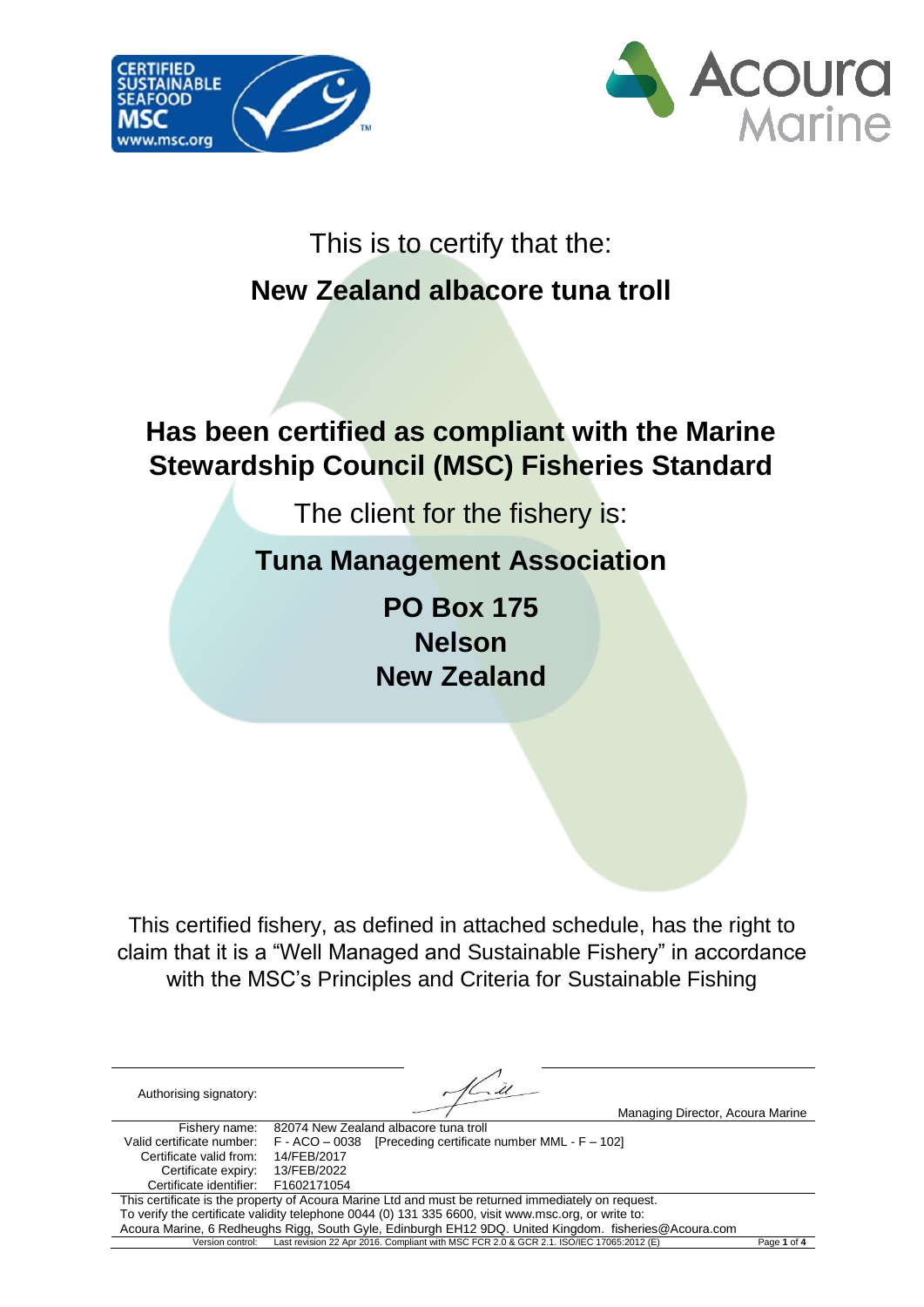This is to certify that the:

# New Zealand albacore tuna troll

## Has been certified as compliant with the Marine Stewardship Council (MSC) Fisheries Standard

The client for the fishery is:

**Tuna Management Association**

**PO Box 175**
**Nelson**
**New Zealand**

This certified fishery, as defined in attached schedule, has the right to claim that it is a "Well Managed and Sustainable Fishery" in accordance with the MSC's Principles and Criteria for Sustainable Fishing

Authorising signatory: Managing Director, Acoura Marine

| | |
|---|---|
| Fishery name: | 82074 New Zealand albacore tuna troll |
| Valid certificate number: | F - ACO – 0038 [Preceding certificate number MML - F – 102] |
| Certificate valid from: | 14/FEB/2017 |
| Certificate expiry: | 13/FEB/2022 |
| Certificate identifier: | F1602171054 |

This certificate is the property of Acoura Marine Ltd and must be returned immediately on request.
To verify the certificate validity telephone 0044 (0) 131 335 6600, visit www.msc.org, or write to:
Acoura Marine, 6 Redheughs Rigg, South Gyle, Edinburgh EH12 9DQ. United Kingdom. fisheries@Acoura.com

Version control: Last revision 22 Apr 2016. Compliant with MSC FCR 2.0 & GCR 2.1. ISO/IEC 17065:2012 (E)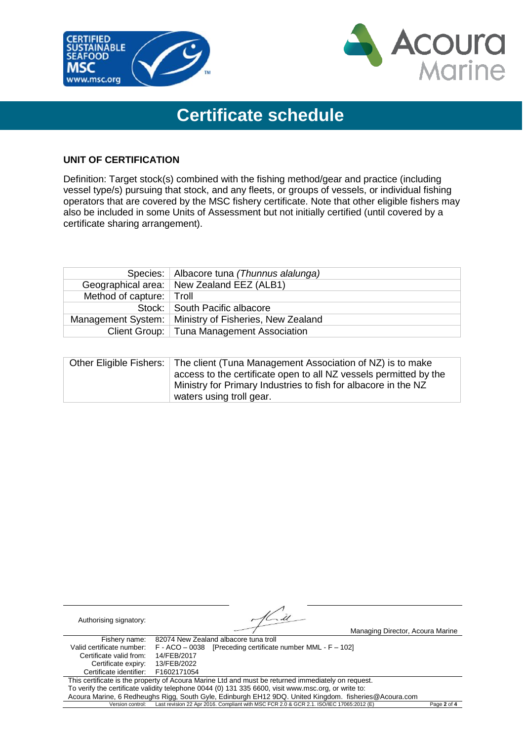# Certificate schedule

## UNIT OF CERTIFICATION

Definition: Target stock(s) combined with the fishing method/gear and practice (including vessel type/s) pursuing that stock, and any fleets, or groups of vessels, or individual fishing operators that are covered by the MSC fishery certificate. Note that other eligible fishers may also be included in some Units of Assessment but not initially certified (until covered by a certificate sharing arrangement).

| | |
|---|---|
| Species: | Albacore tuna *(Thunnus alalunga)* |
| Geographical area: | New Zealand EEZ (ALB1) |
| Method of capture: | Troll |
| Stock: | South Pacific albacore |
| Management System: | Ministry of Fisheries, New Zealand |
| Client Group: | Tuna Management Association |

| | |
|---|---|
| Other Eligible Fishers: | The client (Tuna Management Association of NZ) is to make access to the certificate open to all NZ vessels permitted by the Ministry for Primary Industries to fish for albacore in the NZ waters using troll gear. |

Authorising signatory: Managing Director, Acoura Marine

| | |
|---|---|
| Fishery name: | 82074 New Zealand albacore tuna troll |
| Valid certificate number: | F - ACO – 0038 [Preceding certificate number MML - F – 102] |
| Certificate valid from: | 14/FEB/2017 |
| Certificate expiry: | 13/FEB/2022 |
| Certificate identifier: | F1602171054 |

This certificate is the property of Acoura Marine Ltd and must be returned immediately on request.
To verify the certificate validity telephone 0044 (0) 131 335 6600, visit www.msc.org, or write to:
Acoura Marine, 6 Redheughs Rigg, South Gyle, Edinburgh EH12 9DQ. United Kingdom. fisheries@Acoura.com

Version control: Last revision 22 Apr 2016. Compliant with MSC FCR 2.0 & GCR 2.1. ISO/IEC 17065:2012 (E)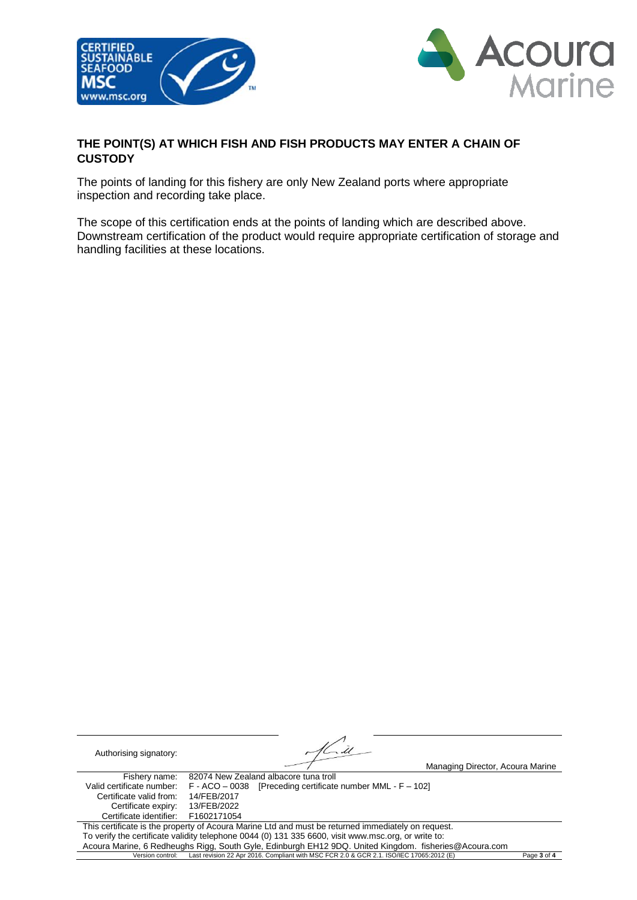## THE POINT(S) AT WHICH FISH AND FISH PRODUCTS MAY ENTER A CHAIN OF CUSTODY

The points of landing for this fishery are only New Zealand ports where appropriate inspection and recording take place.

The scope of this certification ends at the points of landing which are described above. Downstream certification of the product would require appropriate certification of storage and handling facilities at these locations.

Authorising signatory:

Managing Director, Acoura Marine

| | |
|---|---|
| Fishery name: | 82074 New Zealand albacore tuna troll |
| Valid certificate number: | F - ACO – 0038 [Preceding certificate number MML - F – 102] |
| Certificate valid from: | 14/FEB/2017 |
| Certificate expiry: | 13/FEB/2022 |
| Certificate identifier: | F1602171054 |

This certificate is the property of Acoura Marine Ltd and must be returned immediately on request.
To verify the certificate validity telephone 0044 (0) 131 335 6600, visit www.msc.org, or write to:
Acoura Marine, 6 Redheughs Rigg, South Gyle, Edinburgh EH12 9DQ. United Kingdom. fisheries@Acoura.com

Version control: Last revision 22 Apr 2016. Compliant with MSC FCR 2.0 & GCR 2.1. ISO/IEC 17065:2012 (E)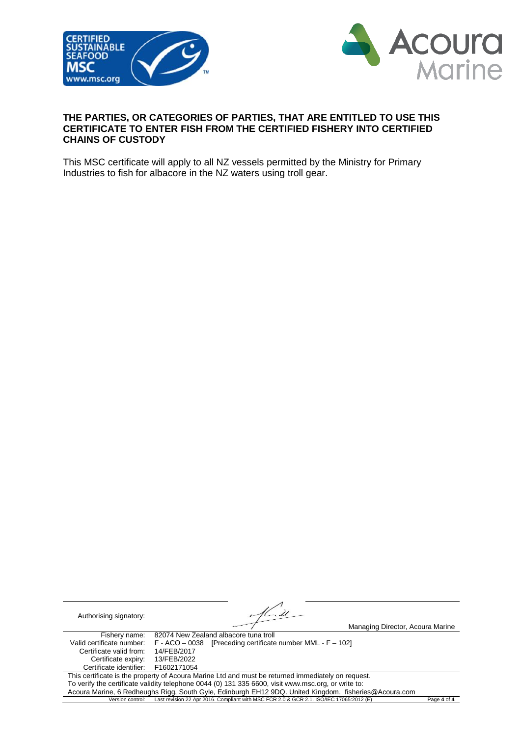**THE PARTIES, OR CATEGORIES OF PARTIES, THAT ARE ENTITLED TO USE THIS CERTIFICATE TO ENTER FISH FROM THE CERTIFIED FISHERY INTO CERTIFIED CHAINS OF CUSTODY**

This MSC certificate will apply to all NZ vessels permitted by the Ministry for Primary Industries to fish for albacore in the NZ waters using troll gear.

Authorising signatory:

Managing Director, Acoura Marine

| | |
|---|---|
| Fishery name: | 82074 New Zealand albacore tuna troll |
| Valid certificate number: | F - ACO – 0038 [Preceding certificate number MML - F – 102] |
| Certificate valid from: | 14/FEB/2017 |
| Certificate expiry: | 13/FEB/2022 |
| Certificate identifier: | F1602171054 |

This certificate is the property of Acoura Marine Ltd and must be returned immediately on request.
To verify the certificate validity telephone 0044 (0) 131 335 6600, visit www.msc.org, or write to:
Acoura Marine, 6 Redheughs Rigg, South Gyle, Edinburgh EH12 9DQ. United Kingdom. fisheries@Acoura.com

Version control: Last revision 22 Apr 2016. Compliant with MSC FCR 2.0 & GCR 2.1. ISO/IEC 17065:2012 (E)